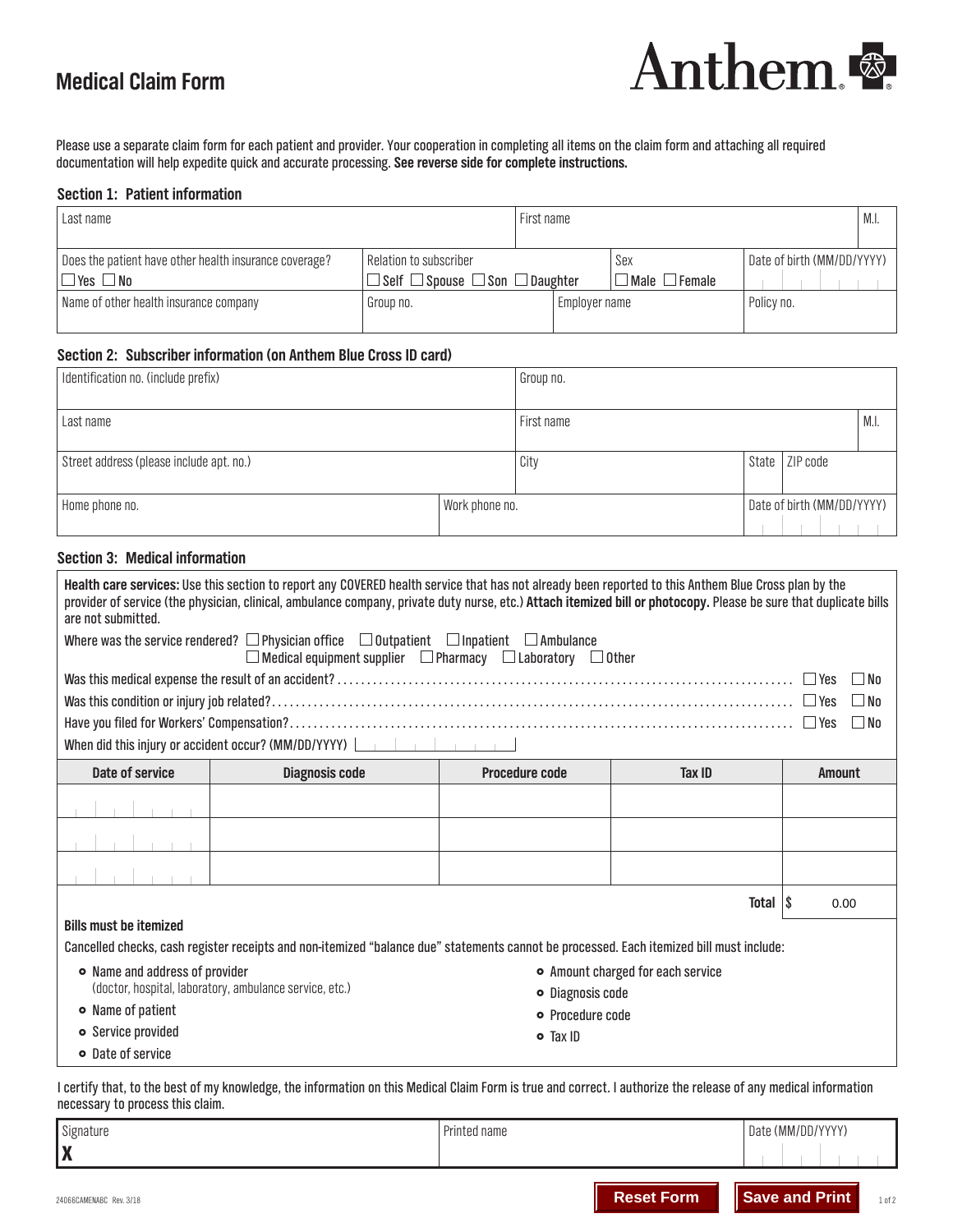# Medical Claim Form

Anthem

Please use a separate claim form for each patient and provider. Your cooperation in completing all items on the claim form and attaching all required documentation will help expedite quick and accurate processing. **See reverse side for complete instructions.**

## Section 1: Patient information

| Last name | | First name | | M.I. |
|---|---|---|---|---|
| Does the patient have other health insurance coverage? ☐ Yes ☐ No | Relation to subscriber ☐ Self ☐ Spouse ☐ Son ☐ Daughter | Sex ☐ Male ☐ Female | Date of birth (MM/DD/YYYY) | |
| Name of other health insurance company | Group no. | Employer name | Policy no. | |

## Section 2: Subscriber information (on Anthem Blue Cross ID card)

| Identification no. (include prefix) | | Group no. | | |
|---|---|---|---|---|
| Last name | | First name | | M.I. |
| Street address (please include apt. no.) | | City | State | ZIP code |
| Home phone no. | Work phone no. | | Date of birth (MM/DD/YYYY) | |

## Section 3: Medical information

**Health care services:** Use this section to report any COVERED health service that has not already been reported to this Anthem Blue Cross plan by the provider of service (the physician, clinical, ambulance company, private duty nurse, etc.) **Attach itemized bill or photocopy.** Please be sure that duplicate bills are not submitted.

Where was the service rendered? ☐ Physician office ☐ Outpatient ☐ Inpatient ☐ Ambulance ☐ Medical equipment supplier ☐ Pharmacy ☐ Laboratory ☐ Other

Was this medical expense the result of an accident? ☐ Yes ☐ No

Was this condition or injury job related? ☐ Yes ☐ No

Have you filed for Workers' Compensation? ☐ Yes ☐ No

When did this injury or accident occur? (MM/DD/YYYY)

| Date of service | Diagnosis code | Procedure code | Tax ID | Amount |
|---|---|---|---|---|
| | | | | |
| | | | | |
| | | | | |
| | | | **Total** | $ 0.00 |

**Bills must be itemized**

Cancelled checks, cash register receipts and non-itemized "balance due" statements cannot be processed. Each itemized bill must include:

- Name and address of provider (doctor, hospital, laboratory, ambulance service, etc.)
- Name of patient
- Service provided
- Date of service
- Amount charged for each service
- Diagnosis code
- Procedure code
- Tax ID

I certify that, to the best of my knowledge, the information on this Medical Claim Form is true and correct. I authorize the release of any medical information necessary to process this claim.

| Signature | Printed name | Date (MM/DD/YYYY) |
|---|---|---|
| X | | |

24066CAMENABC Rev. 3/18

Reset Form | Save and Print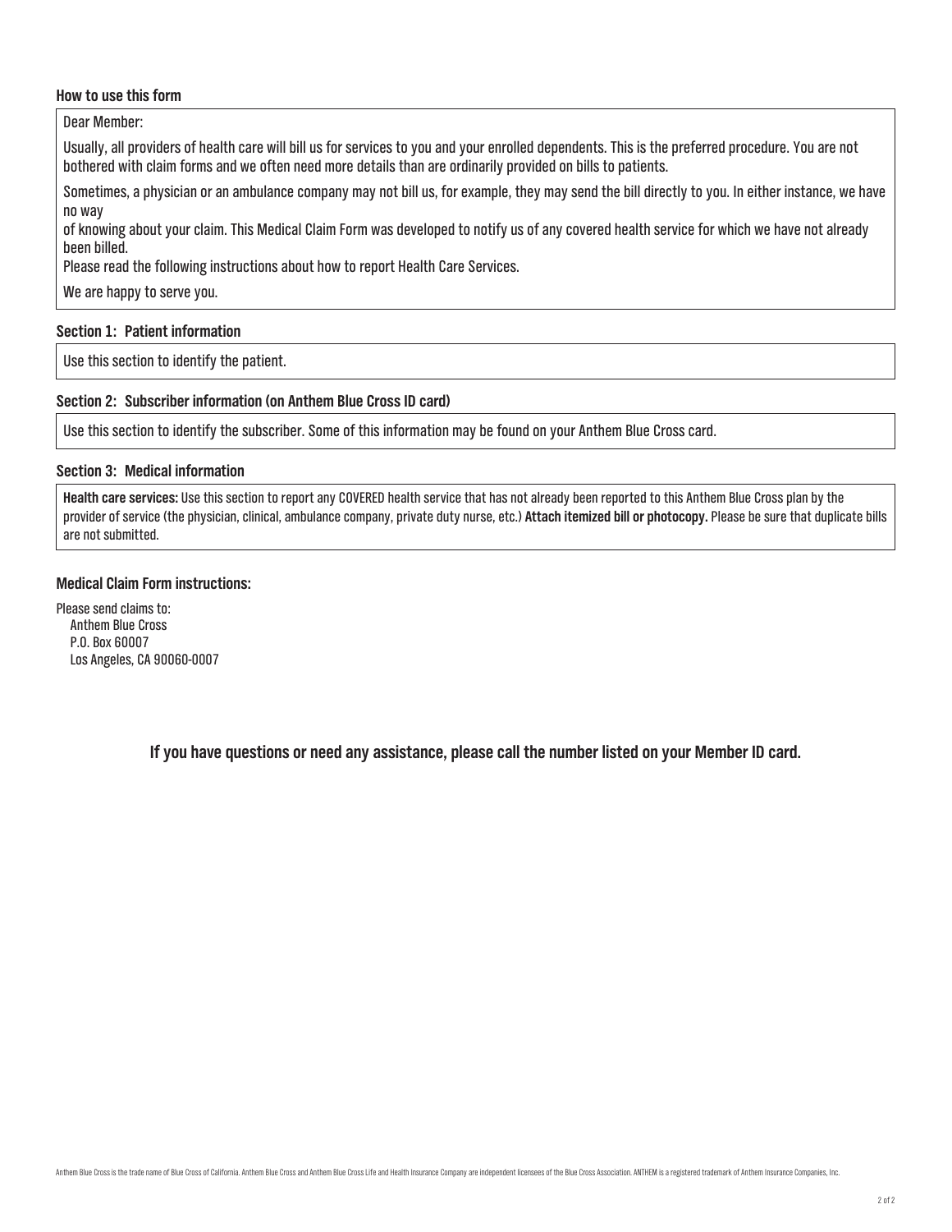### How to use this form

Dear Member:

Usually, all providers of health care will bill us for services to you and your enrolled dependents. This is the preferred procedure. You are not bothered with claim forms and we often need more details than are ordinarily provided on bills to patients.

Sometimes, a physician or an ambulance company may not bill us, for example, they may send the bill directly to you. In either instance, we have no way
of knowing about your claim. This Medical Claim Form was developed to notify us of any covered health service for which we have not already been billed.
Please read the following instructions about how to report Health Care Services.

We are happy to serve you.

### Section 1: Patient information

Use this section to identify the patient.

### Section 2: Subscriber information (on Anthem Blue Cross ID card)

Use this section to identify the subscriber. Some of this information may be found on your Anthem Blue Cross card.

### Section 3: Medical information

**Health care services:** Use this section to report any COVERED health service that has not already been reported to this Anthem Blue Cross plan by the provider of service (the physician, clinical, ambulance company, private duty nurse, etc.) **Attach itemized bill or photocopy.** Please be sure that duplicate bills are not submitted.

### Medical Claim Form instructions:

Please send claims to:
Anthem Blue Cross
P.O. Box 60007
Los Angeles, CA 90060-0007

**If you have questions or need any assistance, please call the number listed on your Member ID card.**

Anthem Blue Cross is the trade name of Blue Cross of California. Anthem Blue Cross and Anthem Blue Cross Life and Health Insurance Company are independent licensees of the Blue Cross Association. ANTHEM is a registered trademark of Anthem Insurance Companies, Inc.